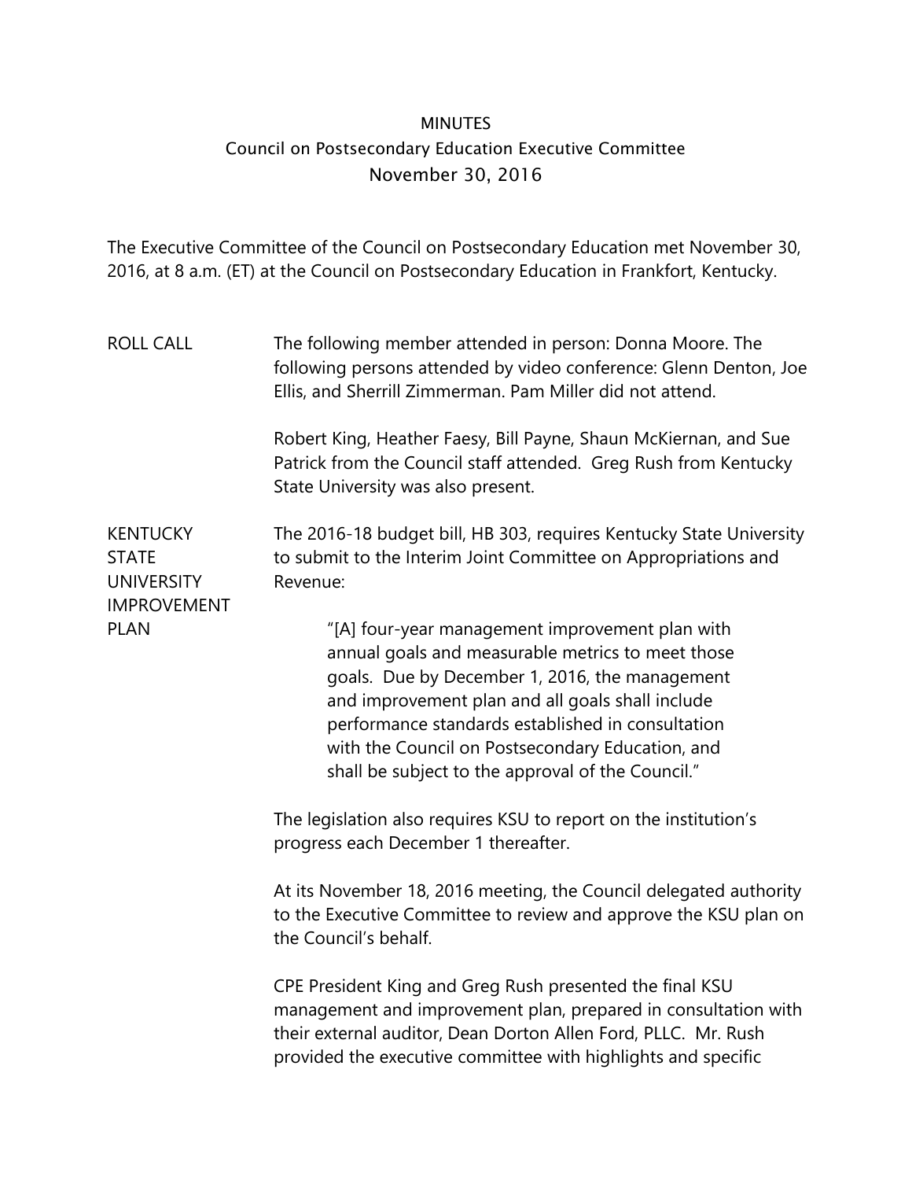# MINUTES

## Council on Postsecondary Education Executive Committee

### November 30, 2016

The Executive Committee of the Council on Postsecondary Education met November 30, 2016, at 8 a.m. (ET) at the Council on Postsecondary Education in Frankfort, Kentucky.

**ROLL CALL**

The following member attended in person: Donna Moore. The following persons attended by video conference: Glenn Denton, Joe Ellis, and Sherrill Zimmerman. Pam Miller did not attend.

Robert King, Heather Faesy, Bill Payne, Shaun McKiernan, and Sue Patrick from the Council staff attended. Greg Rush from Kentucky State University was also present.

**KENTUCKY STATE UNIVERSITY IMPROVEMENT PLAN**

The 2016-18 budget bill, HB 303, requires Kentucky State University to submit to the Interim Joint Committee on Appropriations and Revenue:

> "[A] four-year management improvement plan with annual goals and measurable metrics to meet those goals. Due by December 1, 2016, the management and improvement plan and all goals shall include performance standards established in consultation with the Council on Postsecondary Education, and shall be subject to the approval of the Council."

The legislation also requires KSU to report on the institution's progress each December 1 thereafter.

At its November 18, 2016 meeting, the Council delegated authority to the Executive Committee to review and approve the KSU plan on the Council's behalf.

CPE President King and Greg Rush presented the final KSU management and improvement plan, prepared in consultation with their external auditor, Dean Dorton Allen Ford, PLLC. Mr. Rush provided the executive committee with highlights and specific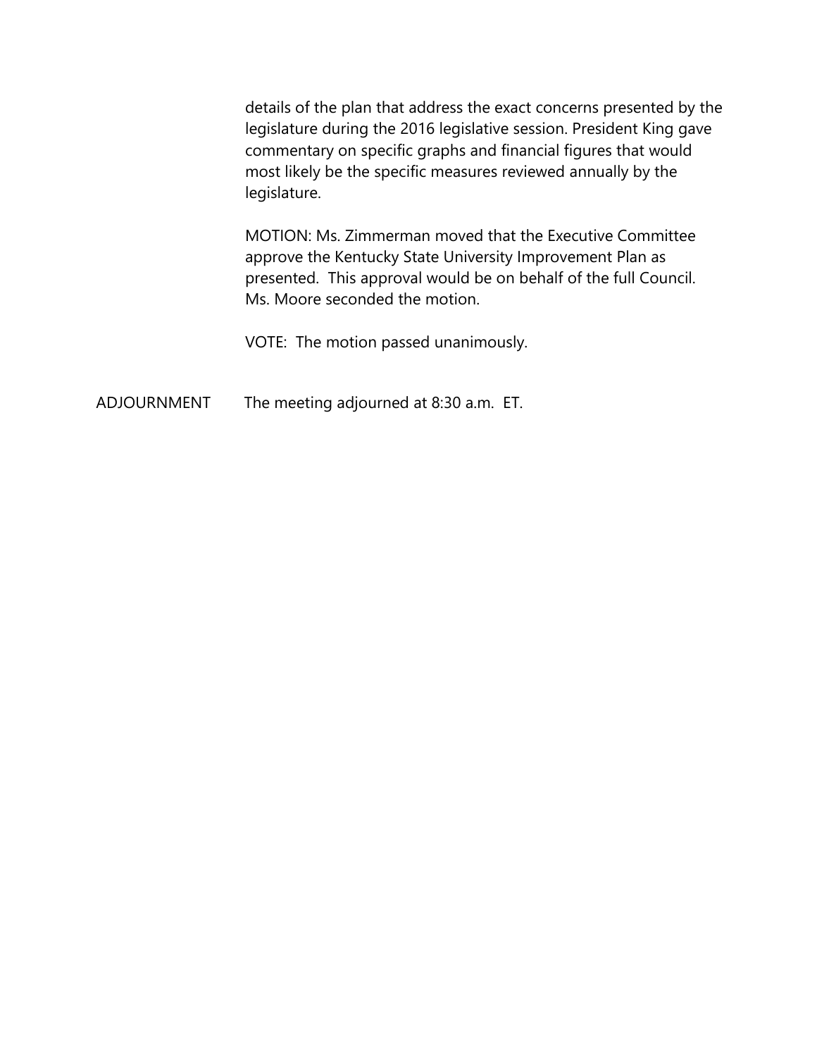details of the plan that address the exact concerns presented by the legislature during the 2016 legislative session. President King gave commentary on specific graphs and financial figures that would most likely be the specific measures reviewed annually by the legislature.

MOTION: Ms. Zimmerman moved that the Executive Committee approve the Kentucky State University Improvement Plan as presented. This approval would be on behalf of the full Council. Ms. Moore seconded the motion.

VOTE: The motion passed unanimously.

ADJOURNMENT The meeting adjourned at 8:30 a.m. ET.